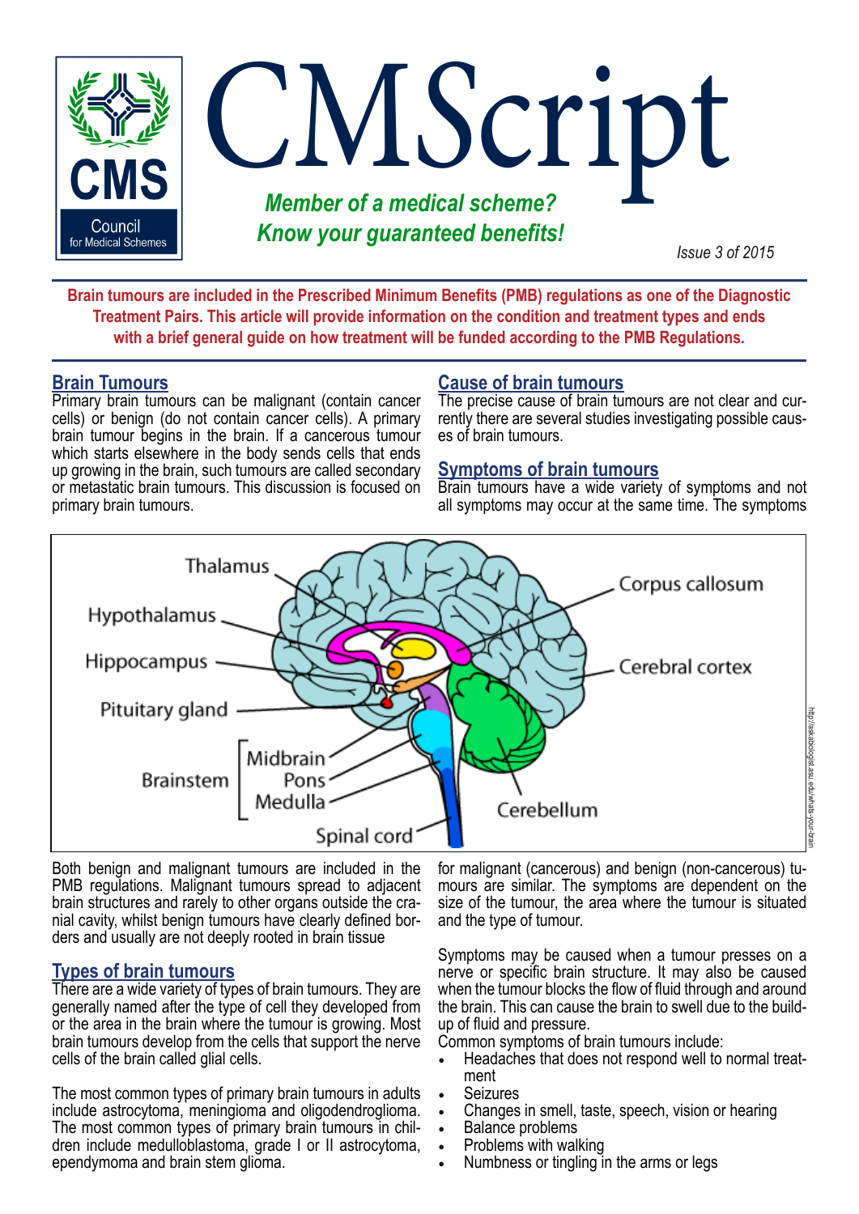# CMScript

***Member of a medical scheme? Know your guaranteed benefits!***

*Issue 3 of 2015*

**Brain tumours are included in the Prescribed Minimum Benefits (PMB) regulations as one of the Diagnostic Treatment Pairs. This article will provide information on the condition and treatment types and ends with a brief general guide on how treatment will be funded according to the PMB Regulations.**

## Brain Tumours

Primary brain tumours can be malignant (contain cancer cells) or benign (do not contain cancer cells). A primary brain tumour begins in the brain. If a cancerous tumour which starts elsewhere in the body sends cells that ends up growing in the brain, such tumours are called secondary or metastatic brain tumours. This discussion is focused on primary brain tumours.

Both benign and malignant tumours are included in the PMB regulations. Malignant tumours spread to adjacent brain structures and rarely to other organs outside the cranial cavity, whilst benign tumours have clearly defined borders and usually are not deeply rooted in brain tissue

## Types of brain tumours

There are a wide variety of types of brain tumours. They are generally named after the type of cell they developed from or the area in the brain where the tumour is growing. Most brain tumours develop from the cells that support the nerve cells of the brain called glial cells.

The most common types of primary brain tumours in adults include astrocytoma, meningioma and oligodendroglioma. The most common types of primary brain tumours in children include medulloblastoma, grade I or II astrocytoma, ependymoma and brain stem glioma.

## Cause of brain tumours

The precise cause of brain tumours are not clear and currently there are several studies investigating possible causes of brain tumours.

## Symptoms of brain tumours

Brain tumours have a wide variety of symptoms and not all symptoms may occur at the same time. The symptoms for malignant (cancerous) and benign (non-cancerous) tumours are similar. The symptoms are dependent on the size of the tumour, the area where the tumour is situated and the type of tumour.

Symptoms may be caused when a tumour presses on a nerve or specific brain structure. It may also be caused when the tumour blocks the flow of fluid through and around the brain. This can cause the brain to swell due to the build-up of fluid and pressure.

Common symptoms of brain tumours include:

- Headaches that does not respond well to normal treatment
- Seizures
- Changes in smell, taste, speech, vision or hearing
- Balance problems
- Problems with walking
- Numbness or tingling in the arms or legs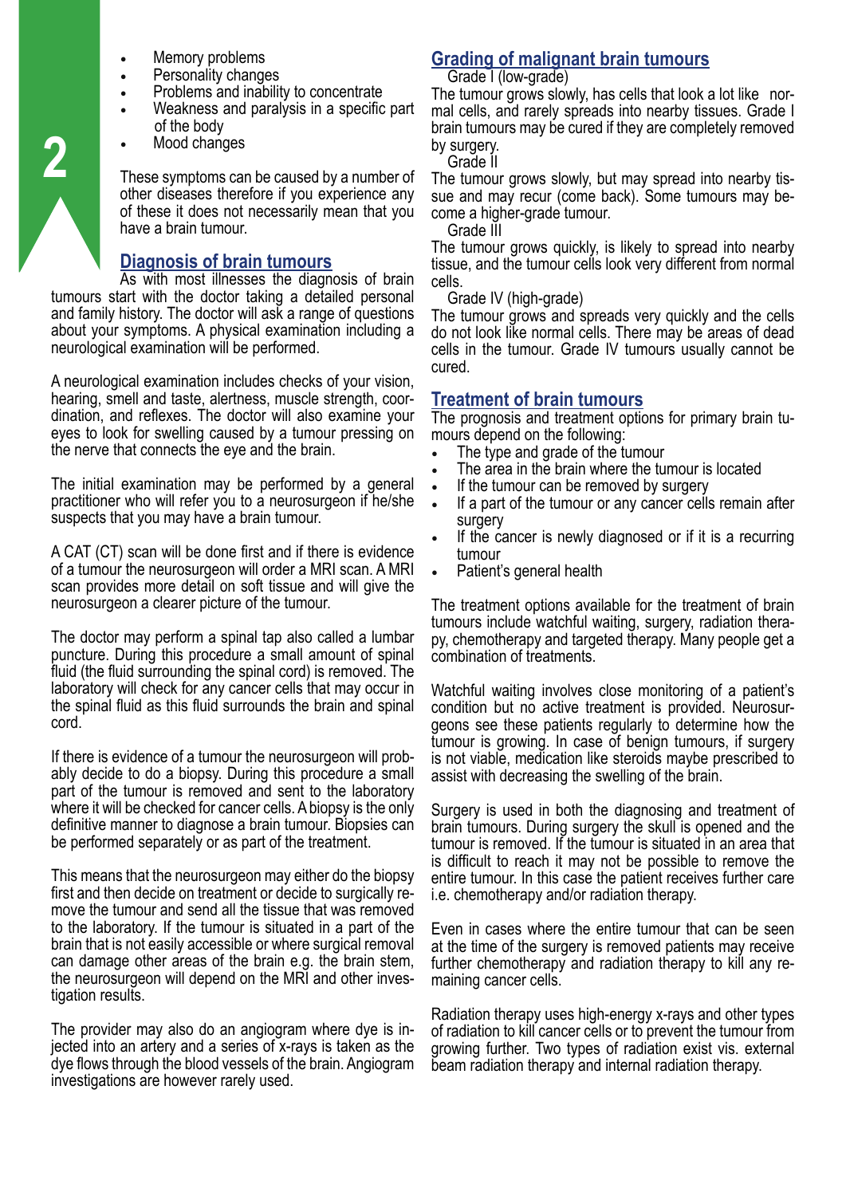- Memory problems
- Personality changes
- Problems and inability to concentrate
- Weakness and paralysis in a specific part of the body
- Mood changes

These symptoms can be caused by a number of other diseases therefore if you experience any of these it does not necessarily mean that you have a brain tumour.

## Diagnosis of brain tumours

As with most illnesses the diagnosis of brain tumours start with the doctor taking a detailed personal and family history. The doctor will ask a range of questions about your symptoms. A physical examination including a neurological examination will be performed.

A neurological examination includes checks of your vision, hearing, smell and taste, alertness, muscle strength, coordination, and reflexes. The doctor will also examine your eyes to look for swelling caused by a tumour pressing on the nerve that connects the eye and the brain.

The initial examination may be performed by a general practitioner who will refer you to a neurosurgeon if he/she suspects that you may have a brain tumour.

A CAT (CT) scan will be done first and if there is evidence of a tumour the neurosurgeon will order a MRI scan. A MRI scan provides more detail on soft tissue and will give the neurosurgeon a clearer picture of the tumour.

The doctor may perform a spinal tap also called a lumbar puncture. During this procedure a small amount of spinal fluid (the fluid surrounding the spinal cord) is removed. The laboratory will check for any cancer cells that may occur in the spinal fluid as this fluid surrounds the brain and spinal cord.

If there is evidence of a tumour the neurosurgeon will probably decide to do a biopsy. During this procedure a small part of the tumour is removed and sent to the laboratory where it will be checked for cancer cells. A biopsy is the only definitive manner to diagnose a brain tumour. Biopsies can be performed separately or as part of the treatment.

This means that the neurosurgeon may either do the biopsy first and then decide on treatment or decide to surgically remove the tumour and send all the tissue that was removed to the laboratory. If the tumour is situated in a part of the brain that is not easily accessible or where surgical removal can damage other areas of the brain e.g. the brain stem, the neurosurgeon will depend on the MRI and other investigation results.

The provider may also do an angiogram where dye is injected into an artery and a series of x-rays is taken as the dye flows through the blood vessels of the brain. Angiogram investigations are however rarely used.

## Grading of malignant brain tumours

Grade I (low-grade)

The tumour grows slowly, has cells that look a lot like normal cells, and rarely spreads into nearby tissues. Grade I brain tumours may be cured if they are completely removed by surgery.

Grade II

The tumour grows slowly, but may spread into nearby tissue and may recur (come back). Some tumours may become a higher-grade tumour.

Grade III

The tumour grows quickly, is likely to spread into nearby tissue, and the tumour cells look very different from normal cells.

Grade IV (high-grade)

The tumour grows and spreads very quickly and the cells do not look like normal cells. There may be areas of dead cells in the tumour. Grade IV tumours usually cannot be cured.

## Treatment of brain tumours

The prognosis and treatment options for primary brain tumours depend on the following:

- The type and grade of the tumour
- The area in the brain where the tumour is located
- If the tumour can be removed by surgery
- If a part of the tumour or any cancer cells remain after surgery
- If the cancer is newly diagnosed or if it is a recurring tumour
- Patient's general health

The treatment options available for the treatment of brain tumours include watchful waiting, surgery, radiation therapy, chemotherapy and targeted therapy. Many people get a combination of treatments.

Watchful waiting involves close monitoring of a patient's condition but no active treatment is provided. Neurosurgeons see these patients regularly to determine how the tumour is growing. In case of benign tumours, if surgery is not viable, medication like steroids maybe prescribed to assist with decreasing the swelling of the brain.

Surgery is used in both the diagnosing and treatment of brain tumours. During surgery the skull is opened and the tumour is removed. If the tumour is situated in an area that is difficult to reach it may not be possible to remove the entire tumour. In this case the patient receives further care i.e. chemotherapy and/or radiation therapy.

Even in cases where the entire tumour that can be seen at the time of the surgery is removed patients may receive further chemotherapy and radiation therapy to kill any remaining cancer cells.

Radiation therapy uses high-energy x-rays and other types of radiation to kill cancer cells or to prevent the tumour from growing further. Two types of radiation exist vis. external beam radiation therapy and internal radiation therapy.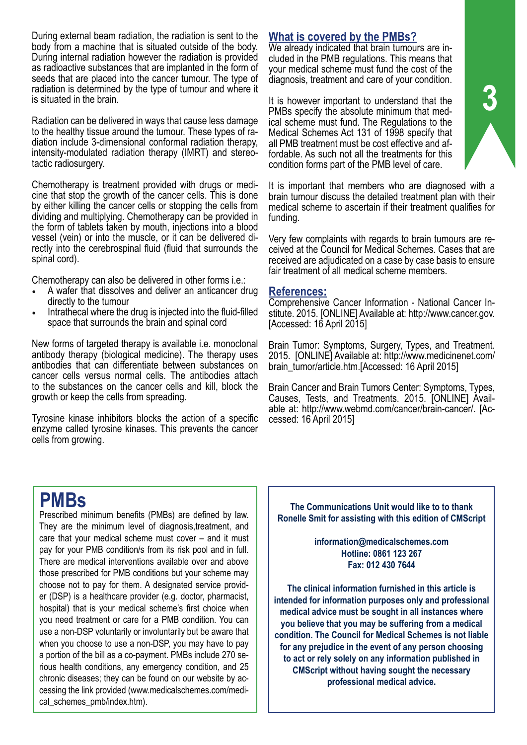During external beam radiation, the radiation is sent to the body from a machine that is situated outside of the body. During internal radiation however the radiation is provided as radioactive substances that are implanted in the form of seeds that are placed into the cancer tumour. The type of radiation is determined by the type of tumour and where it is situated in the brain.

Radiation can be delivered in ways that cause less damage to the healthy tissue around the tumour. These types of radiation include 3-dimensional conformal radiation therapy, intensity-modulated radiation therapy (IMRT) and stereotactic radiosurgery.

Chemotherapy is treatment provided with drugs or medicine that stop the growth of the cancer cells. This is done by either killing the cancer cells or stopping the cells from dividing and multiplying. Chemotherapy can be provided in the form of tablets taken by mouth, injections into a blood vessel (vein) or into the muscle, or it can be delivered directly into the cerebrospinal fluid (fluid that surrounds the spinal cord).

Chemotherapy can also be delivered in other forms i.e.:

- A wafer that dissolves and deliver an anticancer drug directly to the tumour
- Intrathecal where the drug is injected into the fluid-filled space that surrounds the brain and spinal cord

New forms of targeted therapy is available i.e. monoclonal antibody therapy (biological medicine). The therapy uses antibodies that can differentiate between substances on cancer cells versus normal cells. The antibodies attach to the substances on the cancer cells and kill, block the growth or keep the cells from spreading.

Tyrosine kinase inhibitors blocks the action of a specific enzyme called tyrosine kinases. This prevents the cancer cells from growing.

## What is covered by the PMBs?

We already indicated that brain tumours are included in the PMB regulations. This means that your medical scheme must fund the cost of the diagnosis, treatment and care of your condition.

It is however important to understand that the PMBs specify the absolute minimum that medical scheme must fund. The Regulations to the Medical Schemes Act 131 of 1998 specify that all PMB treatment must be cost effective and affordable. As such not all the treatments for this condition forms part of the PMB level of care.

It is important that members who are diagnosed with a brain tumour discuss the detailed treatment plan with their medical scheme to ascertain if their treatment qualifies for funding.

Very few complaints with regards to brain tumours are received at the Council for Medical Schemes. Cases that are received are adjudicated on a case by case basis to ensure fair treatment of all medical scheme members.

## References:

Comprehensive Cancer Information - National Cancer Institute. 2015. [ONLINE] Available at: http://www.cancer.gov. [Accessed: 16 April 2015]

Brain Tumor: Symptoms, Surgery, Types, and Treatment. 2015. [ONLINE] Available at: http://www.medicinenet.com/brain_tumor/article.htm.[Accessed: 16 April 2015]

Brain Cancer and Brain Tumors Center: Symptoms, Types, Causes, Tests, and Treatments. 2015. [ONLINE] Available at: http://www.webmd.com/cancer/brain-cancer/. [Accessed: 16 April 2015]

# PMBs

Prescribed minimum benefits (PMBs) are defined by law. They are the minimum level of diagnosis,treatment, and care that your medical scheme must cover – and it must pay for your PMB condition/s from its risk pool and in full. There are medical interventions available over and above those prescribed for PMB conditions but your scheme may choose not to pay for them. A designated service provider (DSP) is a healthcare provider (e.g. doctor, pharmacist, hospital) that is your medical scheme's first choice when you need treatment or care for a PMB condition. You can use a non-DSP voluntarily or involuntarily but be aware that when you choose to use a non-DSP, you may have to pay a portion of the bill as a co-payment. PMBs include 270 serious health conditions, any emergency condition, and 25 chronic diseases; they can be found on our website by accessing the link provided (www.medicalschemes.com/medical_schemes_pmb/index.htm).

**The Communications Unit would like to to thank Ronelle Smit for assisting with this edition of CMScript**

**information@medicalschemes.com**
**Hotline: 0861 123 267**
**Fax: 012 430 7644**

**The clinical information furnished in this article is intended for information purposes only and professional medical advice must be sought in all instances where you believe that you may be suffering from a medical condition. The Council for Medical Schemes is not liable for any prejudice in the event of any person choosing to act or rely solely on any information published in CMScript without having sought the necessary professional medical advice.**